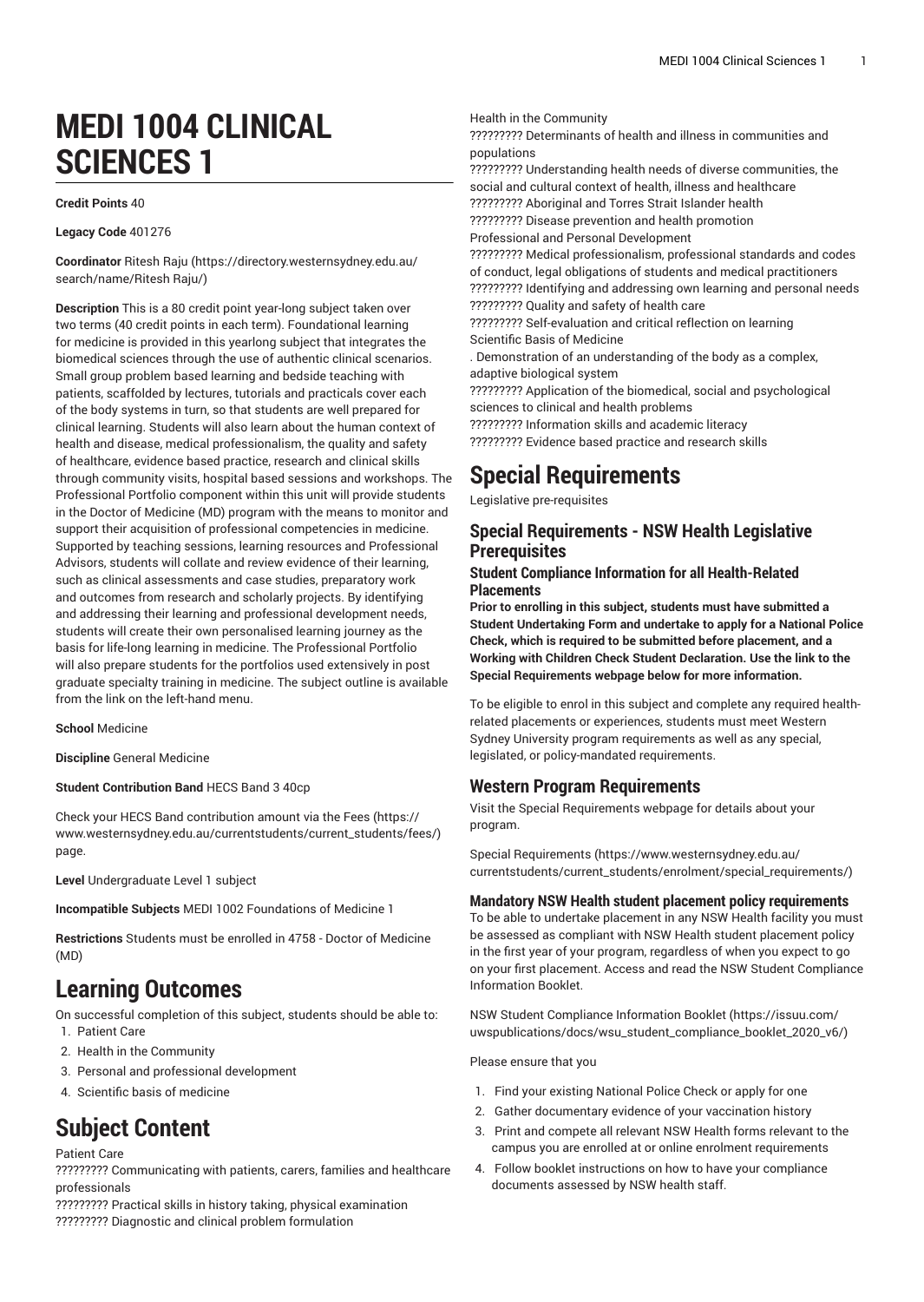# MEDI 1004 CLINICAL SCIENCES 1

**Credit Points** 40

**Legacy Code** 401276

**Coordinator** Ritesh Raju (https://directory.westernsydney.edu.au/search/name/Ritesh Raju/)

**Description** This is a 80 credit point year-long subject taken over two terms (40 credit points in each term). Foundational learning for medicine is provided in this yearlong subject that integrates the biomedical sciences through the use of authentic clinical scenarios. Small group problem based learning and bedside teaching with patients, scaffolded by lectures, tutorials and practicals cover each of the body systems in turn, so that students are well prepared for clinical learning. Students will also learn about the human context of health and disease, medical professionalism, the quality and safety of healthcare, evidence based practice, research and clinical skills through community visits, hospital based sessions and workshops. The Professional Portfolio component within this unit will provide students in the Doctor of Medicine (MD) program with the means to monitor and support their acquisition of professional competencies in medicine. Supported by teaching sessions, learning resources and Professional Advisors, students will collate and review evidence of their learning, such as clinical assessments and case studies, preparatory work and outcomes from research and scholarly projects. By identifying and addressing their learning and professional development needs, students will create their own personalised learning journey as the basis for life-long learning in medicine. The Professional Portfolio will also prepare students for the portfolios used extensively in post graduate specialty training in medicine. The subject outline is available from the link on the left-hand menu.

**School** Medicine

**Discipline** General Medicine

**Student Contribution Band** HECS Band 3 40cp

Check your HECS Band contribution amount via the Fees (https://www.westernsydney.edu.au/currentstudents/current_students/fees/) page.

**Level** Undergraduate Level 1 subject

**Incompatible Subjects** MEDI 1002 Foundations of Medicine 1

**Restrictions** Students must be enrolled in 4758 - Doctor of Medicine (MD)

# Learning Outcomes

On successful completion of this subject, students should be able to:

1. Patient Care
2. Health in the Community
3. Personal and professional development
4. Scientific basis of medicine

# Subject Content

Patient Care

????????? Communicating with patients, carers, families and healthcare professionals

????????? Practical skills in history taking, physical examination

????????? Diagnostic and clinical problem formulation

Health in the Community

????????? Determinants of health and illness in communities and populations

????????? Understanding health needs of diverse communities, the social and cultural context of health, illness and healthcare

????????? Aboriginal and Torres Strait Islander health

????????? Disease prevention and health promotion

Professional and Personal Development

????????? Medical professionalism, professional standards and codes of conduct, legal obligations of students and medical practitioners

????????? Identifying and addressing own learning and personal needs

????????? Quality and safety of health care

????????? Self-evaluation and critical reflection on learning

Scientific Basis of Medicine

. Demonstration of an understanding of the body as a complex, adaptive biological system

????????? Application of the biomedical, social and psychological sciences to clinical and health problems

????????? Information skills and academic literacy

????????? Evidence based practice and research skills

# Special Requirements

Legislative pre-requisites

## Special Requirements - NSW Health Legislative Prerequisites

### Student Compliance Information for all Health-Related Placements

**Prior to enrolling in this subject, students must have submitted a Student Undertaking Form and undertake to apply for a National Police Check, which is required to be submitted before placement, and a Working with Children Check Student Declaration. Use the link to the Special Requirements webpage below for more information.**

To be eligible to enrol in this subject and complete any required health-related placements or experiences, students must meet Western Sydney University program requirements as well as any special, legislated, or policy-mandated requirements.

## Western Program Requirements

Visit the Special Requirements webpage for details about your program.

Special Requirements (https://www.westernsydney.edu.au/currentstudents/current_students/enrolment/special_requirements/)

### Mandatory NSW Health student placement policy requirements

To be able to undertake placement in any NSW Health facility you must be assessed as compliant with NSW Health student placement policy in the first year of your program, regardless of when you expect to go on your first placement. Access and read the NSW Student Compliance Information Booklet.

NSW Student Compliance Information Booklet (https://issuu.com/uwspublications/docs/wsu_student_compliance_booklet_2020_v6/)

Please ensure that you

1. Find your existing National Police Check or apply for one
2. Gather documentary evidence of your vaccination history
3. Print and compete all relevant NSW Health forms relevant to the campus you are enrolled at or online enrolment requirements
4. Follow booklet instructions on how to have your compliance documents assessed by NSW health staff.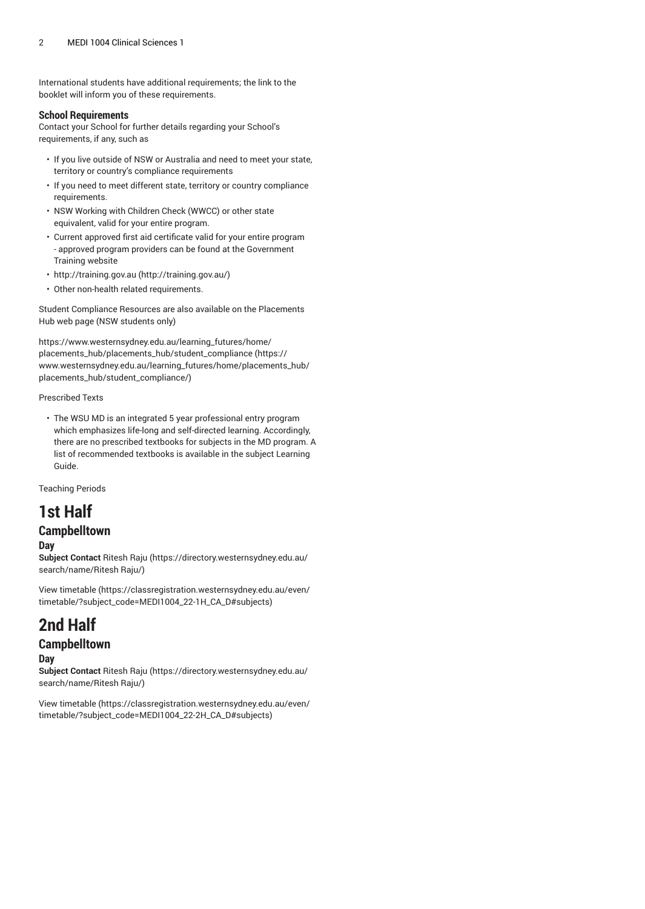International students have additional requirements; the link to the booklet will inform you of these requirements.

**School Requirements**
Contact your School for further details regarding your School's requirements, if any, such as

- If you live outside of NSW or Australia and need to meet your state, territory or country's compliance requirements
- If you need to meet different state, territory or country compliance requirements.
- NSW Working with Children Check (WWCC) or other state equivalent, valid for your entire program.
- Current approved first aid certificate valid for your entire program - approved program providers can be found at the Government Training website
- http://training.gov.au (http://training.gov.au/)
- Other non-health related requirements.

Student Compliance Resources are also available on the Placements Hub web page (NSW students only)

https://www.westernsydney.edu.au/learning_futures/home/placements_hub/placements_hub/student_compliance (https://www.westernsydney.edu.au/learning_futures/home/placements_hub/placements_hub/student_compliance/)

Prescribed Texts

- The WSU MD is an integrated 5 year professional entry program which emphasizes life-long and self-directed learning. Accordingly, there are no prescribed textbooks for subjects in the MD program. A list of recommended textbooks is available in the subject Learning Guide.

Teaching Periods

# 1st Half

## Campbelltown

### Day

**Subject Contact** Ritesh Raju (https://directory.westernsydney.edu.au/search/name/Ritesh Raju/)

View timetable (https://classregistration.westernsydney.edu.au/even/timetable/?subject_code=MEDI1004_22-1H_CA_D#subjects)

# 2nd Half

## Campbelltown

### Day

**Subject Contact** Ritesh Raju (https://directory.westernsydney.edu.au/search/name/Ritesh Raju/)

View timetable (https://classregistration.westernsydney.edu.au/even/timetable/?subject_code=MEDI1004_22-2H_CA_D#subjects)